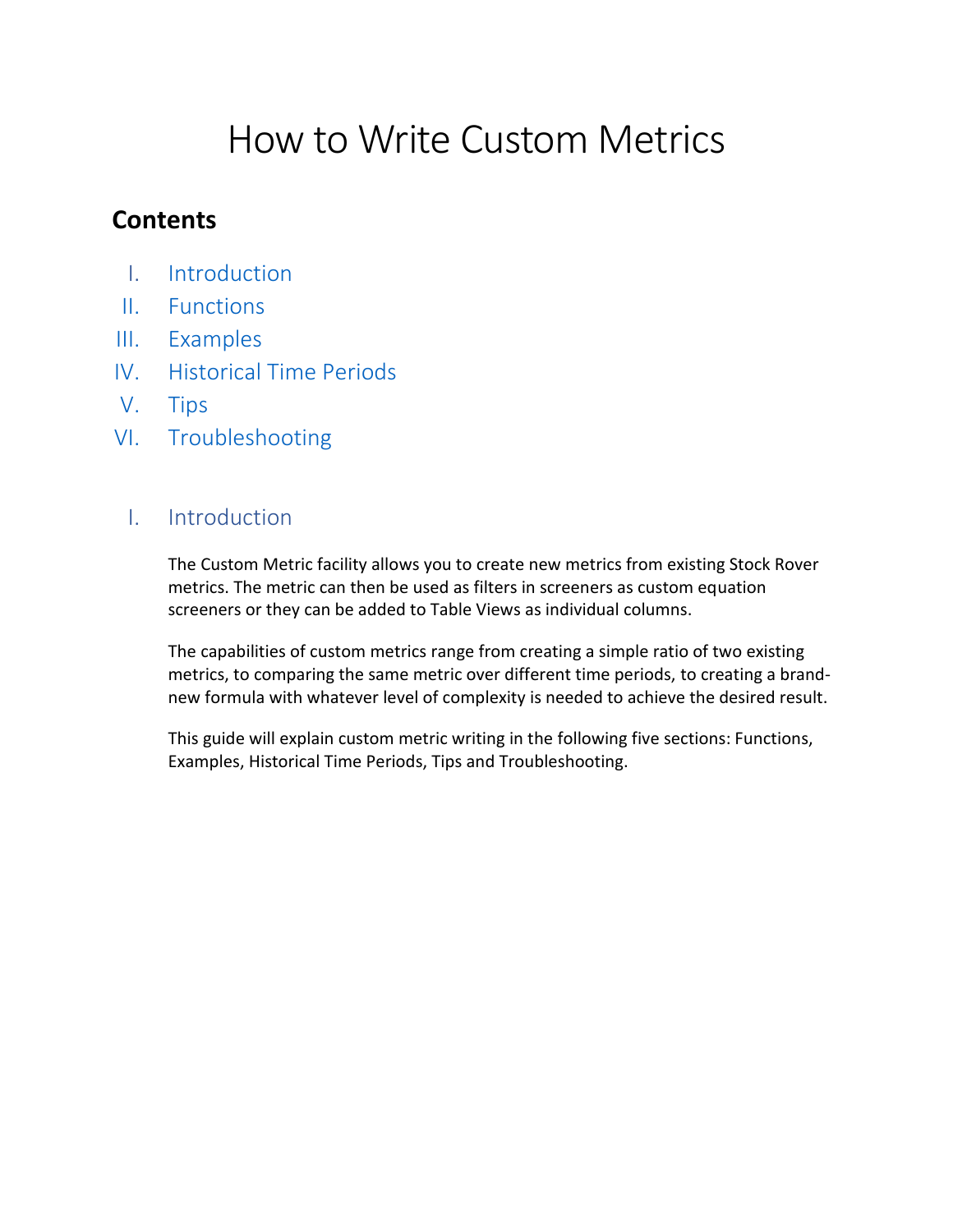# How to Write Custom Metrics

## Contents

I. Introduction
II. Functions
III. Examples
IV. Historical Time Periods
V. Tips
VI. Troubleshooting

## I. Introduction

The Custom Metric facility allows you to create new metrics from existing Stock Rover metrics. The metric can then be used as filters in screeners as custom equation screeners or they can be added to Table Views as individual columns.

The capabilities of custom metrics range from creating a simple ratio of two existing metrics, to comparing the same metric over different time periods, to creating a brand-new formula with whatever level of complexity is needed to achieve the desired result.

This guide will explain custom metric writing in the following five sections: Functions, Examples, Historical Time Periods, Tips and Troubleshooting.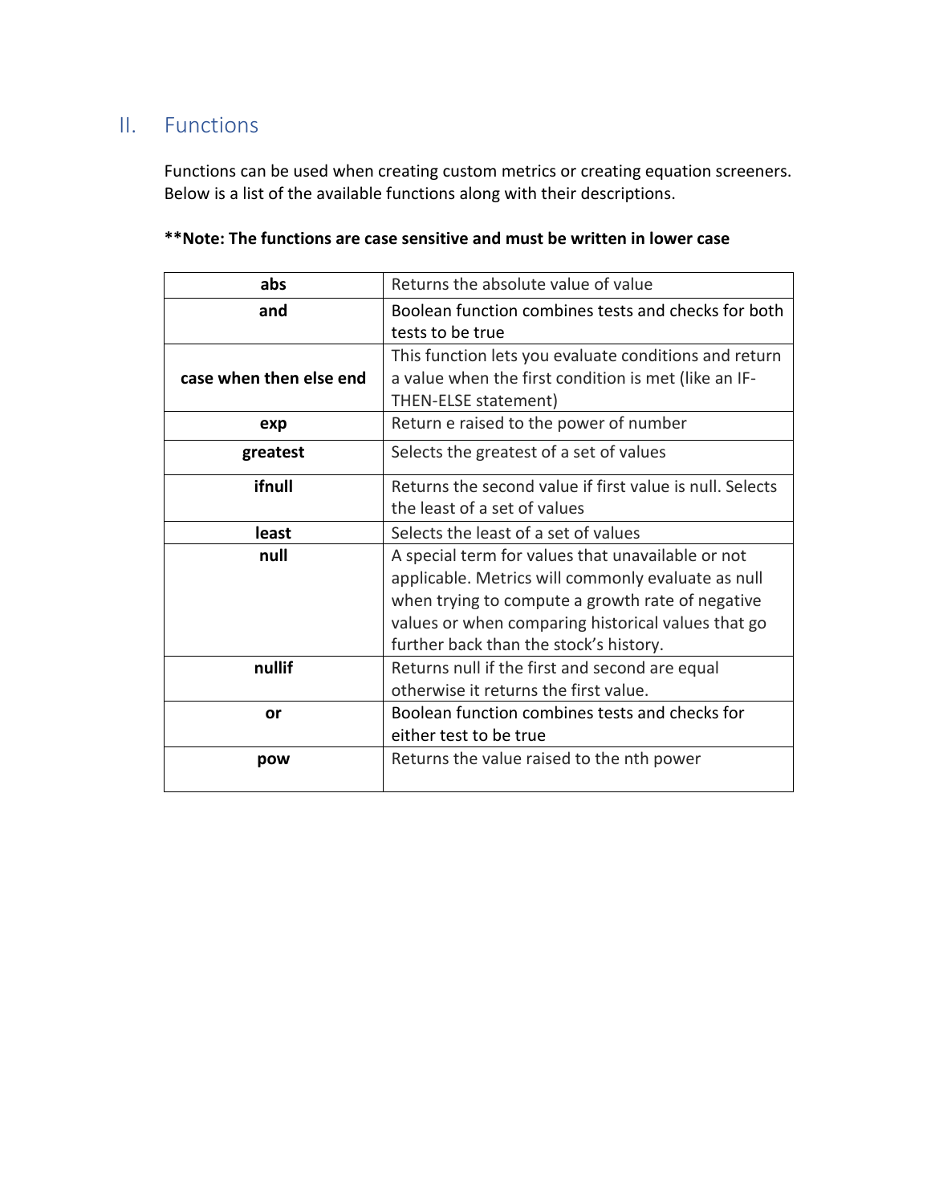## II. Functions

Functions can be used when creating custom metrics or creating equation screeners. Below is a list of the available functions along with their descriptions.

**\*\*Note: The functions are case sensitive and must be written in lower case**

| Function | Description |
|---|---|
| **abs** | Returns the absolute value of value |
| **and** | Boolean function combines tests and checks for both tests to be true |
| **case when then else end** | This function lets you evaluate conditions and return a value when the first condition is met (like an IF-THEN-ELSE statement) |
| **exp** | Return e raised to the power of number |
| **greatest** | Selects the greatest of a set of values |
| **ifnull** | Returns the second value if first value is null. Selects the least of a set of values |
| **least** | Selects the least of a set of values |
| **null** | A special term for values that unavailable or not applicable. Metrics will commonly evaluate as null when trying to compute a growth rate of negative values or when comparing historical values that go further back than the stock's history. |
| **nullif** | Returns null if the first and second are equal otherwise it returns the first value. |
| **or** | Boolean function combines tests and checks for either test to be true |
| **pow** | Returns the value raised to the nth power |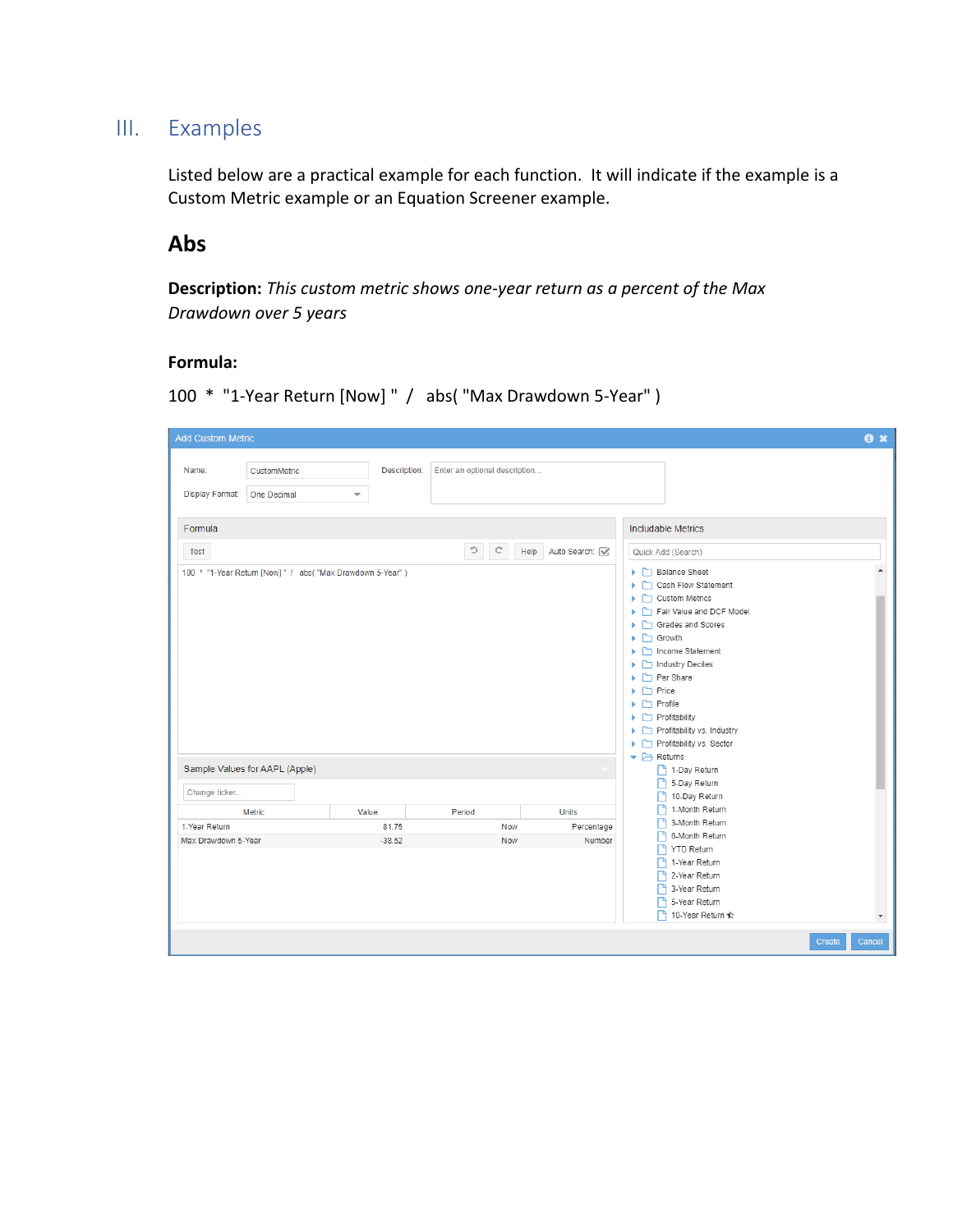# III. Examples

Listed below are a practical example for each function. It will indicate if the example is a Custom Metric example or an Equation Screener example.

## Abs

**Description:** *This custom metric shows one-year return as a percent of the Max Drawdown over 5 years*

**Formula:**

100 * "1-Year Return [Now] " / abs( "Max Drawdown 5-Year" )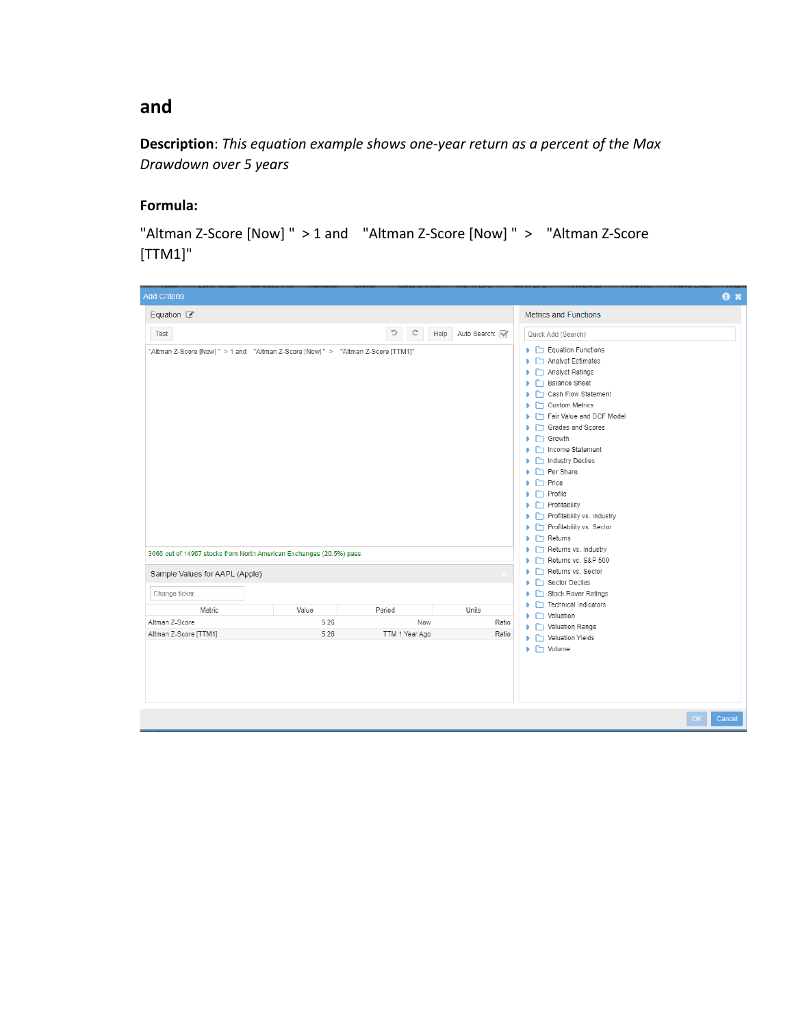## and

**Description**: *This equation example shows one-year return as a percent of the Max Drawdown over 5 years*

**Formula:**

"Altman Z-Score [Now] " > 1 and "Altman Z-Score [Now] " > "Altman Z-Score [TTM1]"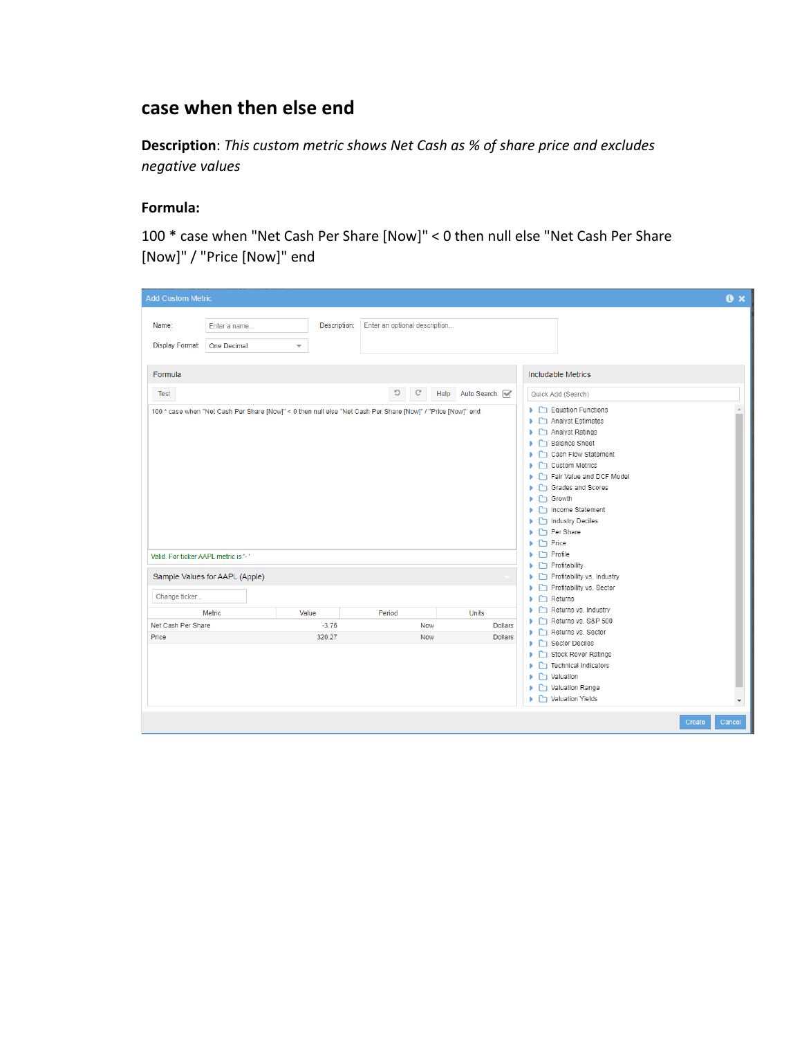# case when then else end

**Description**: *This custom metric shows Net Cash as % of share price and excludes negative values*

**Formula:**

100 * case when "Net Cash Per Share [Now]" < 0 then null else "Net Cash Per Share [Now]" / "Price [Now]" end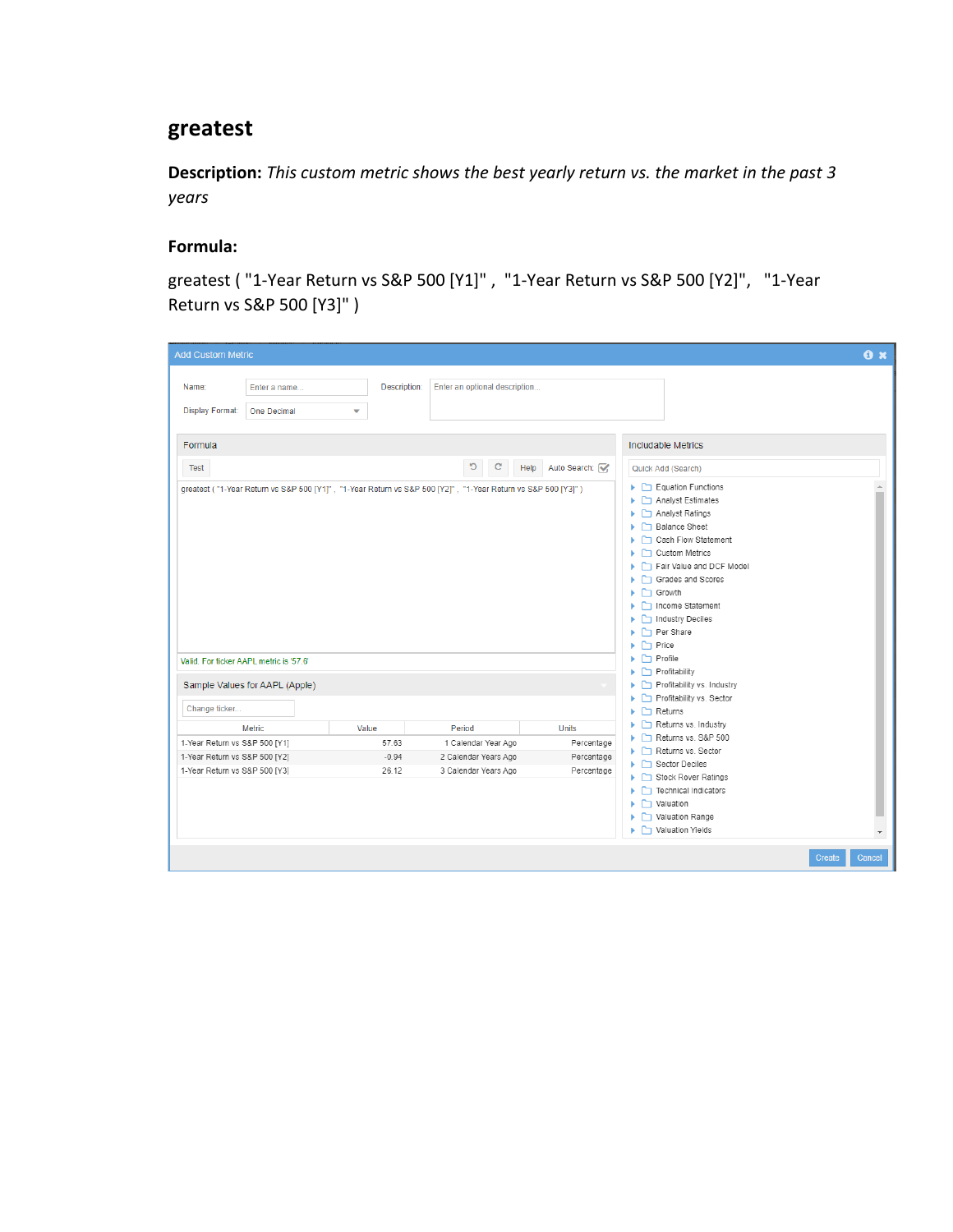# greatest

**Description:** *This custom metric shows the best yearly return vs. the market in the past 3 years*

**Formula:**

greatest ( "1-Year Return vs S&P 500 [Y1]" , "1-Year Return vs S&P 500 [Y2]", "1-Year Return vs S&P 500 [Y3]" )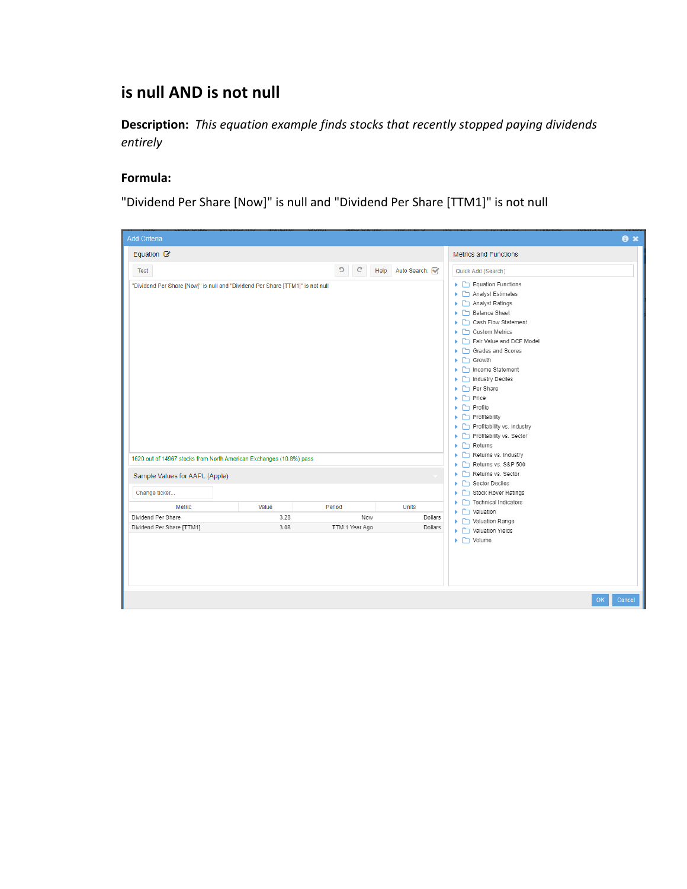## is null AND is not null

**Description:** *This equation example finds stocks that recently stopped paying dividends entirely*

**Formula:**

"Dividend Per Share [Now]" is null and "Dividend Per Share [TTM1]" is not null

Add Criteria

Equation

Test | Help | Auto Search

"Dividend Per Share [Now]" is null and "Dividend Per Share [TTM1]" is not null

1620 out of 14967 stocks from North American Exchanges (10.8%) pass

Sample Values for AAPL (Apple)

Change ticker...

| Metric | Value | Period | Units |
| --- | --- | --- | --- |
| Dividend Per Share | 3.28 | Now | Dollars |
| Dividend Per Share [TTM1] | 3.08 | TTM 1 Year Ago | Dollars |

Metrics and Functions

Quick Add (Search)

- Equation Functions
- Analyst Estimates
- Analyst Ratings
- Balance Sheet
- Cash Flow Statement
- Custom Metrics
- Fair Value and DCF Model
- Grades and Scores
- Growth
- Income Statement
- Industry Deciles
- Per Share
- Price
- Profile
- Profitability
- Profitability vs. Industry
- Profitability vs. Sector
- Returns
- Returns vs. Industry
- Returns vs. S&P 500
- Returns vs. Sector
- Sector Deciles
- Stock Rover Ratings
- Technical Indicators
- Valuation
- Valuation Range
- Valuation Yields
- Volume

OK | Cancel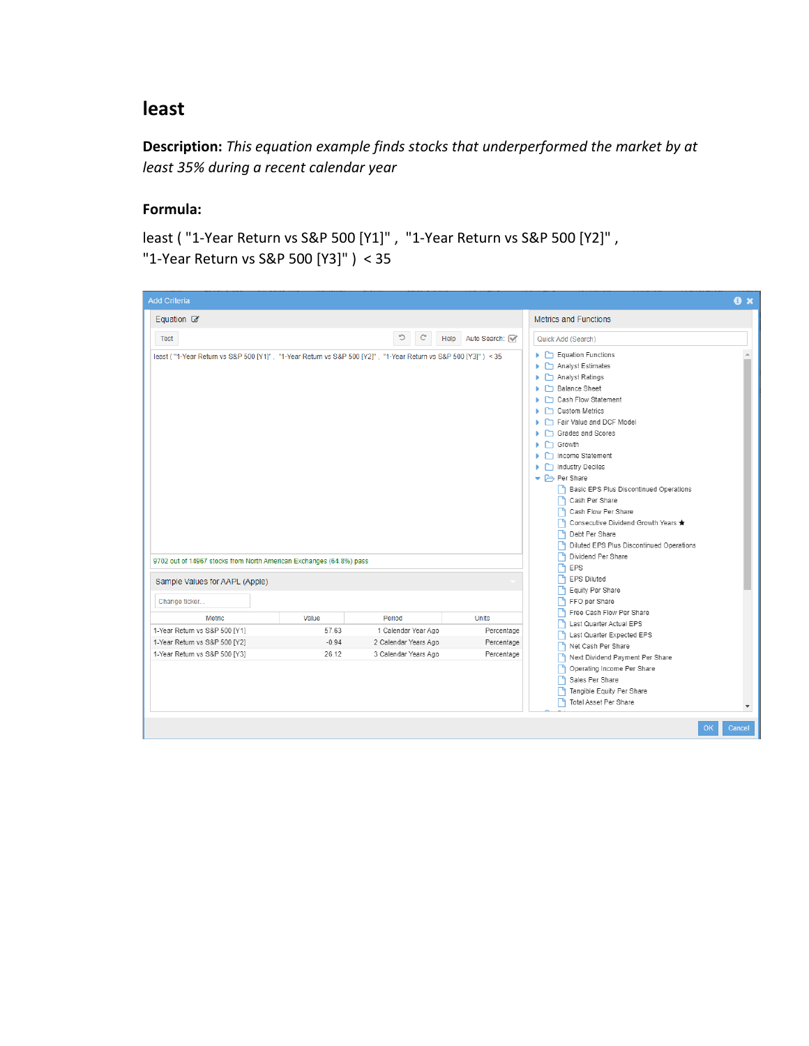## least

**Description:** *This equation example finds stocks that underperformed the market by at least 35% during a recent calendar year*

**Formula:**

least ( "1-Year Return vs S&P 500 [Y1]" , "1-Year Return vs S&P 500 [Y2]" , "1-Year Return vs S&P 500 [Y3]" ) < 35

Add Criteria

Equation

Test | Help | Auto Search:

least ( "1-Year Return vs S&P 500 [Y1]" , "1-Year Return vs S&P 500 [Y2]" , "1-Year Return vs S&P 500 [Y3]" ) < 35

9702 out of 14967 stocks from North American Exchanges (64.8%) pass

Sample Values for AAPL (Apple)

Change ticker...

| Metric | Value | Period | Units |
|---|---|---|---|
| 1-Year Return vs S&P 500 [Y1] | 57.63 | 1 Calendar Year Ago | Percentage |
| 1-Year Return vs S&P 500 [Y2] | -0.94 | 2 Calendar Years Ago | Percentage |
| 1-Year Return vs S&P 500 [Y3] | 26.12 | 3 Calendar Years Ago | Percentage |

Metrics and Functions

Quick Add (Search)

- Equation Functions
- Analyst Estimates
- Analyst Ratings
- Balance Sheet
- Cash Flow Statement
- Custom Metrics
- Fair Value and DCF Model
- Grades and Scores
- Growth
- Income Statement
- Industry Deciles
- Per Share
  - Basic EPS Plus Discontinued Operations
  - Cash Per Share
  - Cash Flow Per Share
  - Consecutive Dividend Growth Years
  - Debt Per Share
  - Diluted EPS Plus Discontinued Operations
  - Dividend Per Share
  - EPS
  - EPS Diluted
  - Equity Per Share
  - FFO per Share
  - Free Cash Flow Per Share
  - Last Quarter Actual EPS
  - Last Quarter Expected EPS
  - Net Cash Per Share
  - Next Dividend Payment Per Share
  - Operating Income Per Share
  - Sales Per Share
  - Tangible Equity Per Share
  - Total Asset Per Share

OK | Cancel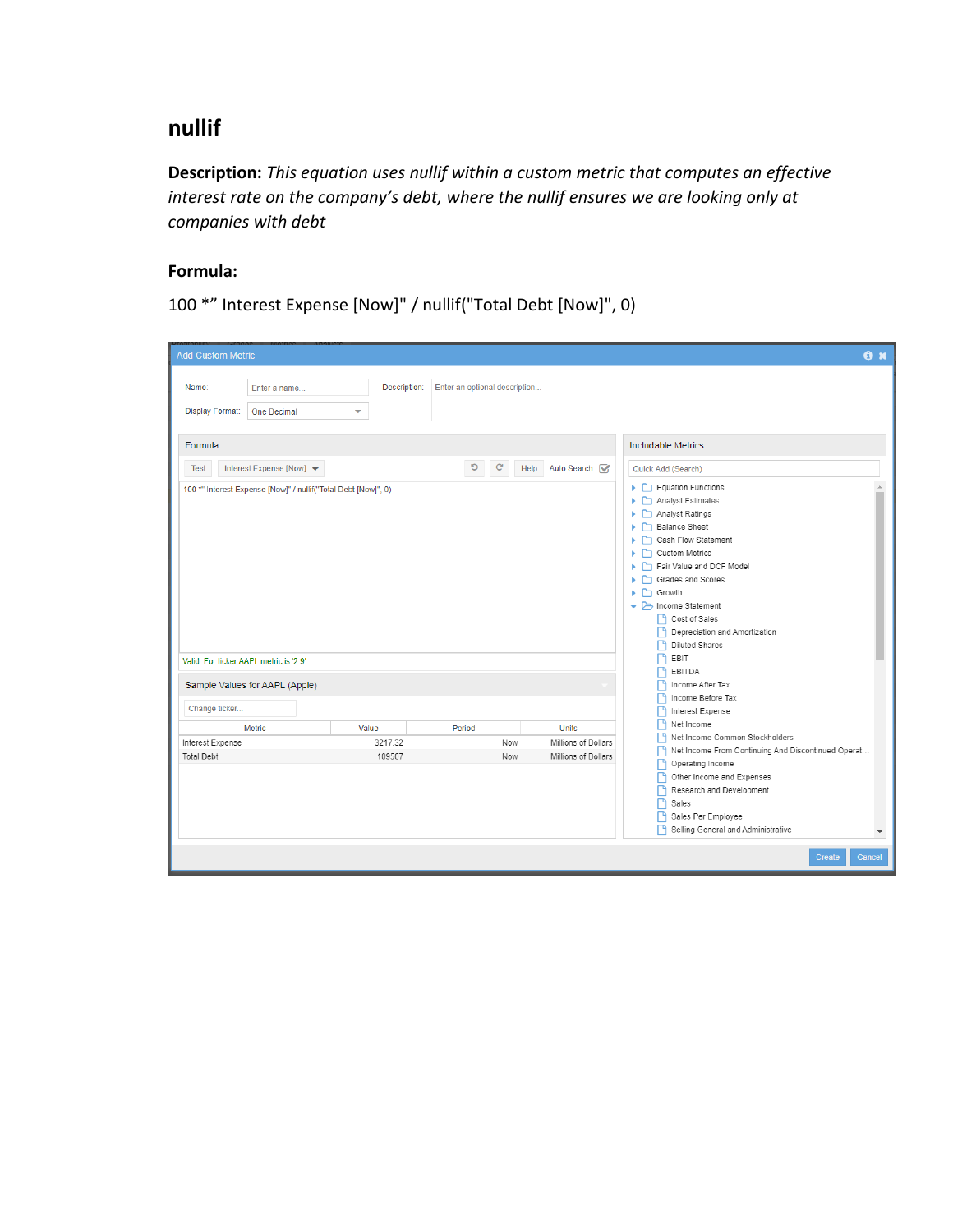## nullif

**Description:** *This equation uses nullif within a custom metric that computes an effective interest rate on the company's debt, where the nullif ensures we are looking only at companies with debt*

**Formula:**

100 *" Interest Expense [Now]" / nullif("Total Debt [Now]", 0)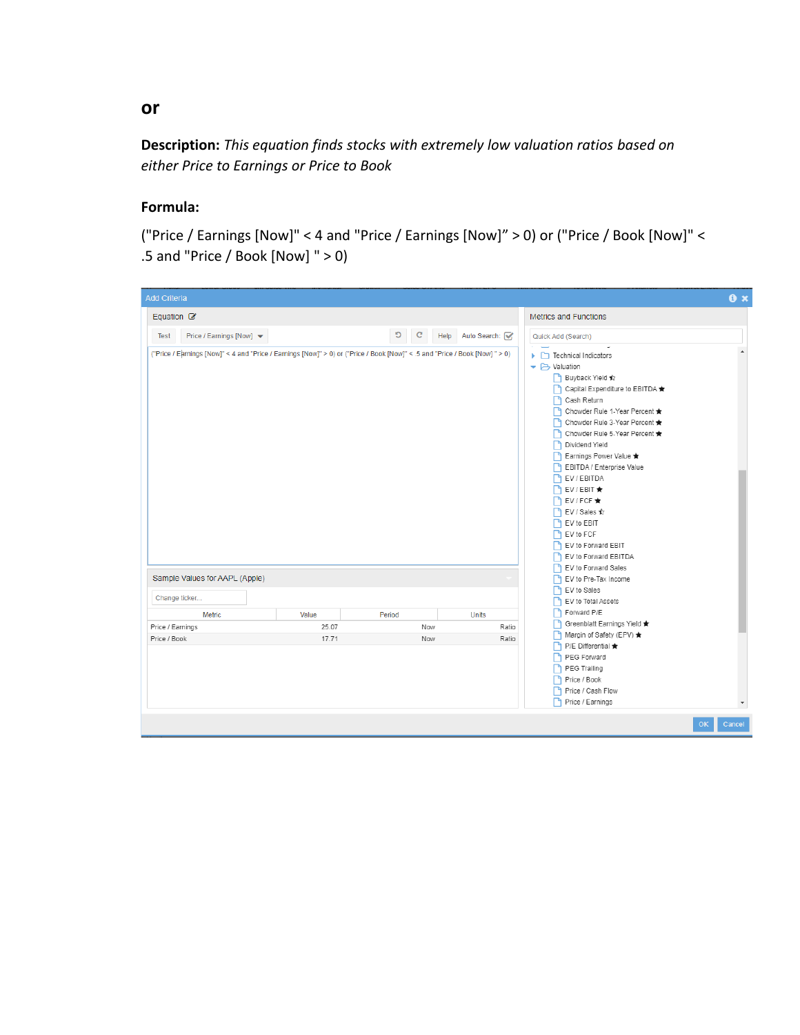## or

**Description:** *This equation finds stocks with extremely low valuation ratios based on either Price to Earnings or Price to Book*

**Formula:**

("Price / Earnings [Now]" < 4 and "Price / Earnings [Now]” > 0) or ("Price / Book [Now]" < .5 and "Price / Book [Now] " > 0)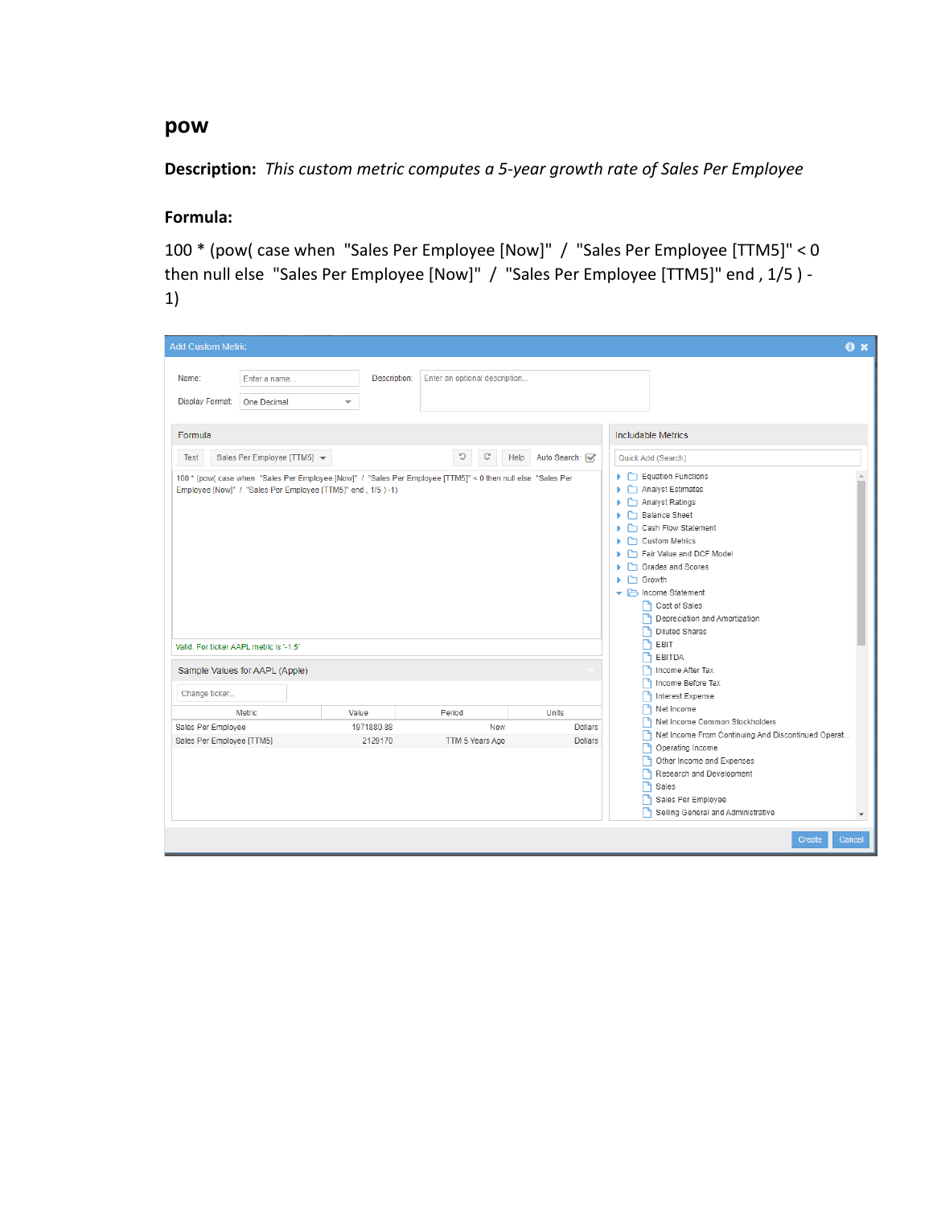# pow

**Description:** *This custom metric computes a 5-year growth rate of Sales Per Employee*

**Formula:**

100 * (pow( case when "Sales Per Employee [Now]" / "Sales Per Employee [TTM5]" < 0 then null else "Sales Per Employee [Now]" / "Sales Per Employee [TTM5]" end , 1/5 ) - 1)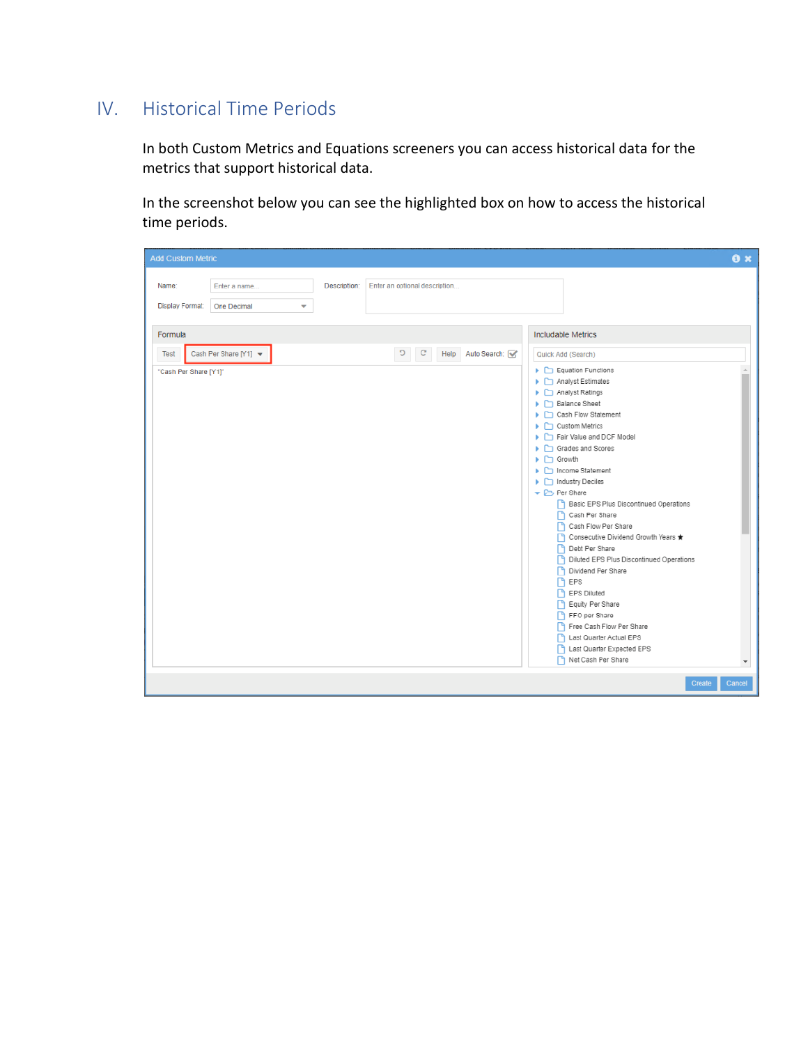## IV. Historical Time Periods

In both Custom Metrics and Equations screeners you can access historical data for the metrics that support historical data.

In the screenshot below you can see the highlighted box on how to access the historical time periods.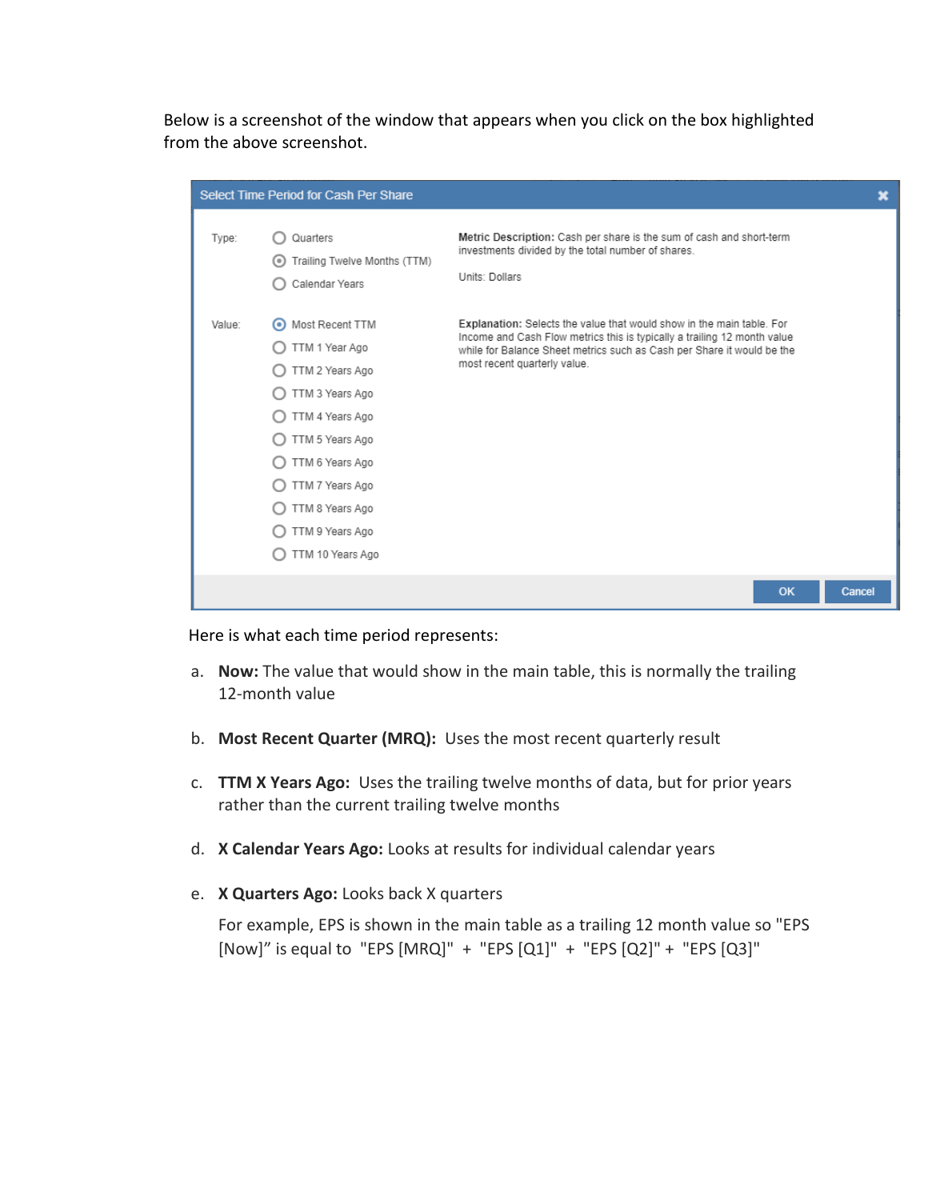Below is a screenshot of the window that appears when you click on the box highlighted from the above screenshot.

Select Time Period for Cash Per Share

Type:
- Quarters
- Trailing Twelve Months (TTM)
- Calendar Years

**Metric Description:** Cash per share is the sum of cash and short-term investments divided by the total number of shares.

Units: Dollars

Value:
- Most Recent TTM
- TTM 1 Year Ago
- TTM 2 Years Ago
- TTM 3 Years Ago
- TTM 4 Years Ago
- TTM 5 Years Ago
- TTM 6 Years Ago
- TTM 7 Years Ago
- TTM 8 Years Ago
- TTM 9 Years Ago
- TTM 10 Years Ago

**Explanation:** Selects the value that would show in the main table. For Income and Cash Flow metrics this is typically a trailing 12 month value while for Balance Sheet metrics such as Cash per Share it would be the most recent quarterly value.

OK Cancel

Here is what each time period represents:

a. **Now:** The value that would show in the main table, this is normally the trailing 12-month value

b. **Most Recent Quarter (MRQ):** Uses the most recent quarterly result

c. **TTM X Years Ago:** Uses the trailing twelve months of data, but for prior years rather than the current trailing twelve months

d. **X Calendar Years Ago:** Looks at results for individual calendar years

e. **X Quarters Ago:** Looks back X quarters

   For example, EPS is shown in the main table as a trailing 12 month value so "EPS [Now]" is equal to "EPS [MRQ]" + "EPS [Q1]" + "EPS [Q2]" + "EPS [Q3]"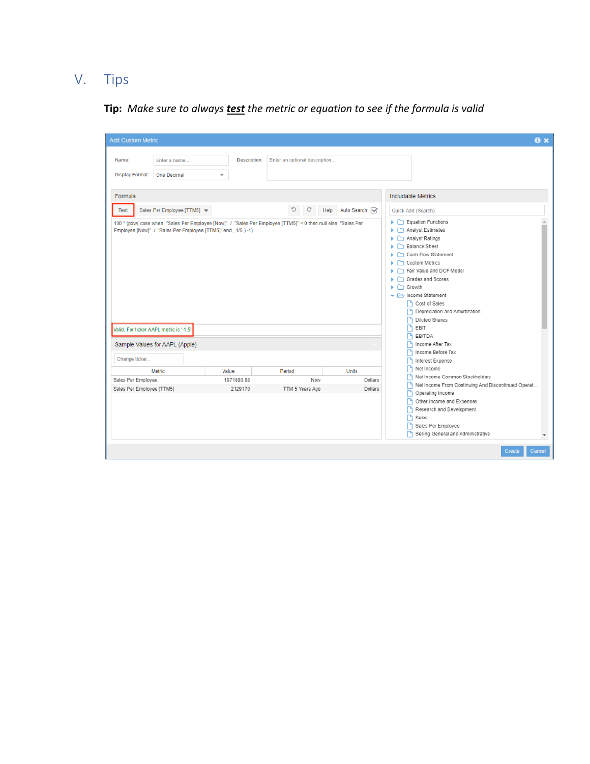# V. Tips

**Tip:** *Make sure to always* ***test*** *the metric or equation to see if the formula is valid*

Add Custom Metric

Name: Enter a name...

Description: Enter an optional description...

Display Format: One Decimal

Formula

Test | Sales Per Employee [TTM5] | Help | Auto Search:

```
100 * (pow( case when "Sales Per Employee [Now]" / "Sales Per Employee [TTM5]" < 0 then null else "Sales Per Employee [Now]" / "Sales Per Employee [TTM5]" end , 1/5 ) -1)
```

Valid. For ticker AAPL metric is '-1.5'

Sample Values for AAPL (Apple)

Change ticker...

| Metric | Value | Period | Units |
|---|---|---|---|
| Sales Per Employee | 1971880.88 | Now | Dollars |
| Sales Per Employee [TTM5] | 2129170 | TTM 5 Years Ago | Dollars |

Includable Metrics

Quick Add (Search)

- Equation Functions
- Analyst Estimates
- Analyst Ratings
- Balance Sheet
- Cash Flow Statement
- Custom Metrics
- Fair Value and DCF Model
- Grades and Scores
- Growth
- Income Statement
  - Cost of Sales
  - Depreciation and Amortization
  - Diluted Shares
  - EBIT
  - EBITDA
  - Income After Tax
  - Income Before Tax
  - Interest Expense
  - Net Income
  - Net Income Common Stockholders
  - Net Income From Continuing And Discontinued Operat...
  - Operating Income
  - Other Income and Expenses
  - Research and Development
  - Sales
  - Sales Per Employee
  - Selling General and Administrative

Create | Cancel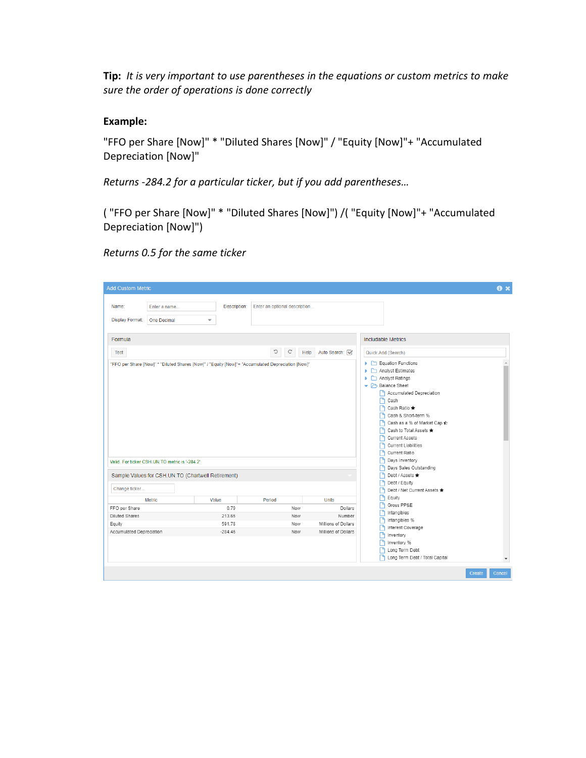**Tip:** *It is very important to use parentheses in the equations or custom metrics to make sure the order of operations is done correctly*

**Example:**

"FFO per Share [Now]" * "Diluted Shares [Now]" / "Equity [Now]"+ "Accumulated Depreciation [Now]"

*Returns -284.2 for a particular ticker, but if you add parentheses…*

( "FFO per Share [Now]" * "Diluted Shares [Now]") /( "Equity [Now]"+ "Accumulated Depreciation [Now]")

*Returns 0.5 for the same ticker*

Add Custom Metric

Name: Enter a name... Description: Enter an optional description...

Display Format: One Decimal

Formula

Test | Help | Auto Search

"FFO per Share [Now]" * "Diluted Shares [Now]" / "Equity [Now]"+ "Accumulated Depreciation [Now]"

Valid. For ticker CSH.UN.TO metric is '-284.2'

Sample Values for CSH.UN.TO (Chartwell Retirement)

Change ticker...

| Metric | Value | Period | Units |
|---|---|---|---|
| FFO per Share | 0.79 | Now | Dollars |
| Diluted Shares | 213.65 | Now | Number |
| Equity | 591.78 | Now | Millions of Dollars |
| Accumulated Depreciation | -284.46 | Now | Millions of Dollars |

Includable Metrics

Quick Add (Search)

- Equation Functions
- Analyst Estimates
- Analyst Ratings
- Balance Sheet
  - Accumulated Depreciation
  - Cash
  - Cash Ratio
  - Cash & Short-term %
  - Cash as a % of Market Cap
  - Cash to Total Assets
  - Current Assets
  - Current Liabilities
  - Current Ratio
  - Days Inventory
  - Days Sales Outstanding
  - Debt / Assets
  - Debt / Equity
  - Debt / Net Current Assets
  - Equity
  - Gross PP&E
  - Intangibles
  - Intangibles %
  - Interest Coverage
  - Inventory
  - Inventory %
  - Long Term Debt
  - Long Term Debt / Total Capital

Create | Cancel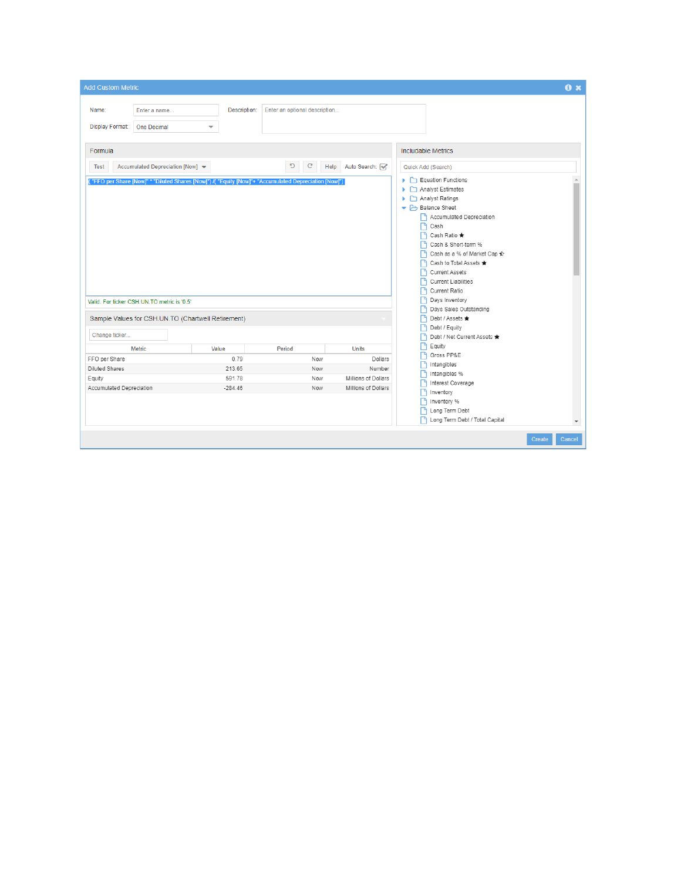Add Custom Metric

Name: Enter a name...

Description: Enter an optional description...

Display Format: One Decimal

**Formula**

Test | Accumulated Depreciation [Now] | Help | Auto Search:

( "FFO per Share [Now]" * "Diluted Shares [Now]") /( "Equity [Now]"+ "Accumulated Depreciation [Now]")

Valid. For ticker CSH.UN.TO metric is '0.5'

**Sample Values for CSH.UN.TO (Chartwell Retirement)**

Change ticker...

| Metric | Value | Period | Units |
|---|---|---|---|
| FFO per Share | 0.79 | Now | Dollars |
| Diluted Shares | 213.65 | Now | Number |
| Equity | 591.78 | Now | Millions of Dollars |
| Accumulated Depreciation | -284.46 | Now | Millions of Dollars |

**Includable Metrics**

Quick Add (Search)

- Equation Functions
- Analyst Estimates
- Analyst Ratings
- Balance Sheet
  - Accumulated Depreciation
  - Cash
  - Cash Ratio ★
  - Cash & Short-term %
  - Cash as a % of Market Cap ★
  - Cash to Total Assets ★
  - Current Assets
  - Current Liabilities
  - Current Ratio
  - Days Inventory
  - Days Sales Outstanding
  - Debt / Assets ★
  - Debt / Equity
  - Debt / Net Current Assets ★
  - Equity
  - Gross PP&E
  - Intangibles
  - Intangibles %
  - Interest Coverage
  - Inventory
  - Inventory %
  - Long Term Debt
  - Long Term Debt / Total Capital

Create | Cancel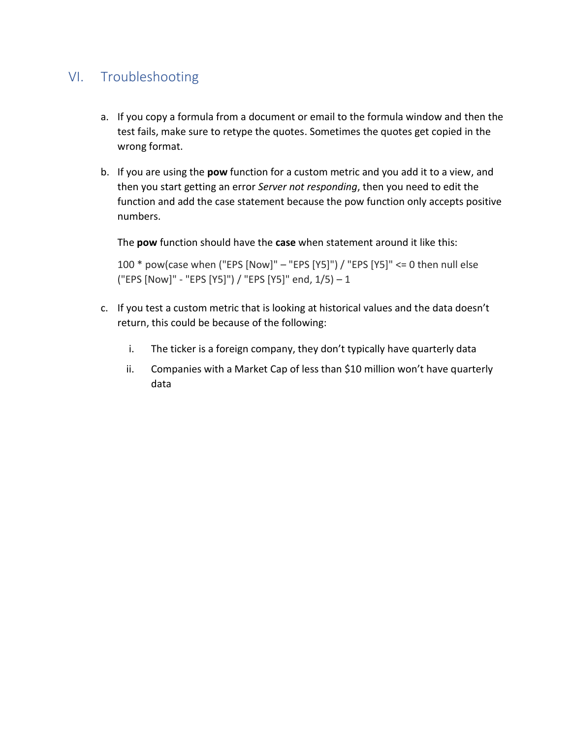## VI. Troubleshooting

a. If you copy a formula from a document or email to the formula window and then the test fails, make sure to retype the quotes. Sometimes the quotes get copied in the wrong format.

b. If you are using the **pow** function for a custom metric and you add it to a view, and then you start getting an error *Server not responding*, then you need to edit the function and add the case statement because the pow function only accepts positive numbers.

   The **pow** function should have the **case** when statement around it like this:

   100 * pow(case when ("EPS [Now]" – "EPS [Y5]") / "EPS [Y5]" <= 0 then null else ("EPS [Now]" - "EPS [Y5]") / "EPS [Y5]" end, 1/5) – 1

c. If you test a custom metric that is looking at historical values and the data doesn't return, this could be because of the following:

   i. The ticker is a foreign company, they don't typically have quarterly data

   ii. Companies with a Market Cap of less than $10 million won't have quarterly data